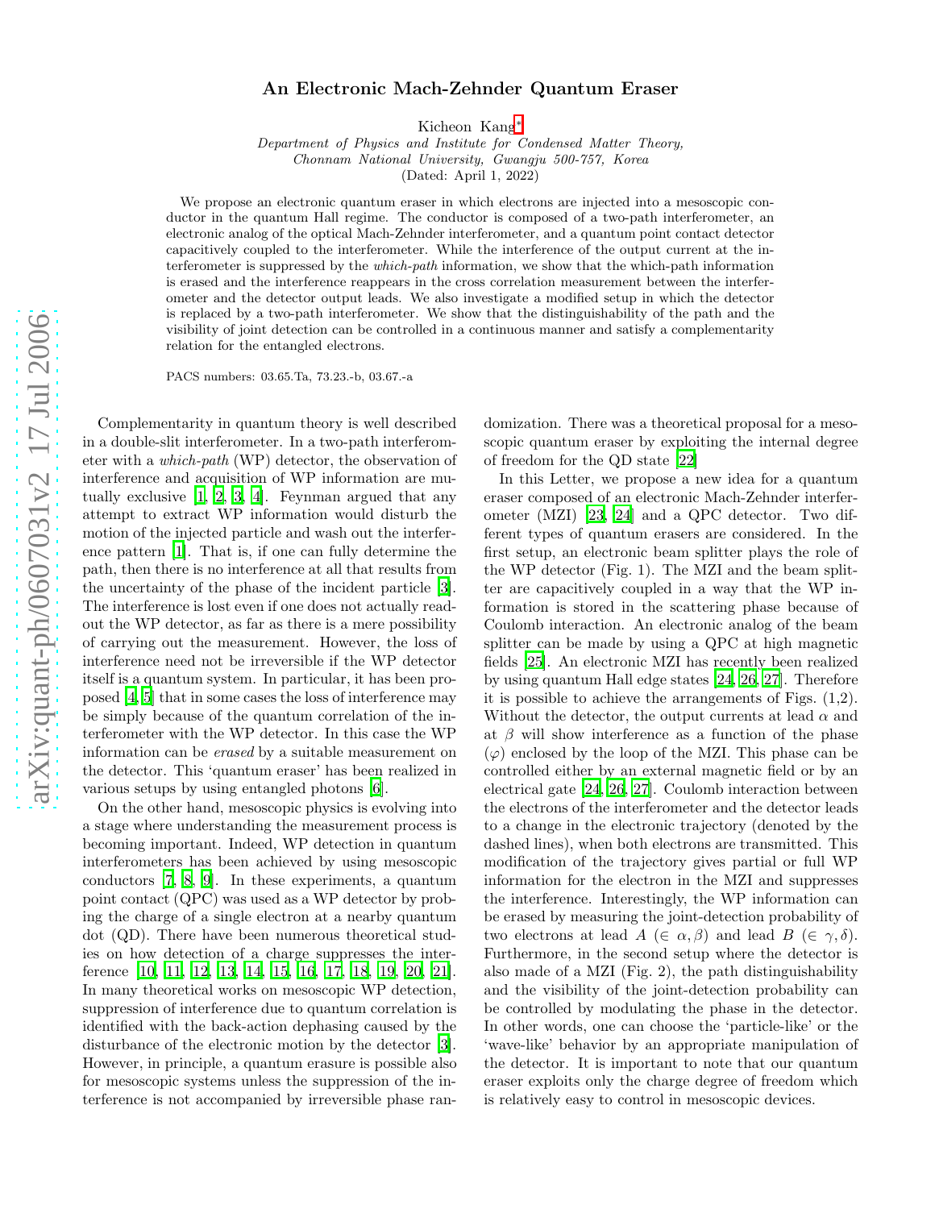# An Electronic Mach-Zehnder Quantum Eraser

Kicheon Kang*

*Department of Physics and Institute for Condensed Matter Theory, Chonnam National University, Gwangju 500-757, Korea*

(Dated: April 1, 2022)

We propose an electronic quantum eraser in which electrons are injected into a mesoscopic conductor in the quantum Hall regime. The conductor is composed of a two-path interferometer, an electronic analog of the optical Mach-Zehnder interferometer, and a quantum point contact detector capacitively coupled to the interferometer. While the interference of the output current at the interferometer is suppressed by the *which-path* information, we show that the which-path information is erased and the interference reappears in the cross correlation measurement between the interferometer and the detector output leads. We also investigate a modified setup in which the detector is replaced by a two-path interferometer. We show that the distinguishability of the path and the visibility of joint detection can be controlled in a continuous manner and satisfy a complementarity relation for the entangled electrons.

PACS numbers: 03.65.Ta, 73.23.-b, 03.67.-a

Complementarity in quantum theory is well described in a double-slit interferometer. In a two-path interferometer with a *which-path* (WP) detector, the observation of interference and acquisition of WP information are mutually exclusive [1, 2, 3, 4]. Feynman argued that any attempt to extract WP information would disturb the motion of the injected particle and wash out the interference pattern [1]. That is, if one can fully determine the path, then there is no interference at all that results from the uncertainty of the phase of the incident particle [3]. The interference is lost even if one does not actually readout the WP detector, as far as there is a mere possibility of carrying out the measurement. However, the loss of interference need not be irreversible if the WP detector itself is a quantum system. In particular, it has been proposed [4, 5] that in some cases the loss of interference may be simply because of the quantum correlation of the interferometer with the WP detector. In this case the WP information can be *erased* by a suitable measurement on the detector. This 'quantum eraser' has been realized in various setups by using entangled photons [6].

On the other hand, mesoscopic physics is evolving into a stage where understanding the measurement process is becoming important. Indeed, WP detection in quantum interferometers has been achieved by using mesoscopic conductors [7, 8, 9]. In these experiments, a quantum point contact (QPC) was used as a WP detector by probing the charge of a single electron at a nearby quantum dot (QD). There have been numerous theoretical studies on how detection of a charge suppresses the interference [10, 11, 12, 13, 14, 15, 16, 17, 18, 19, 20, 21]. In many theoretical works on mesoscopic WP detection, suppression of interference due to quantum correlation is identified with the back-action dephasing caused by the disturbance of the electronic motion by the detector [3]. However, in principle, a quantum erasure is possible also for mesoscopic systems unless the suppression of the interference is not accompanied by irreversible phase randomization. There was a theoretical proposal for a mesoscopic quantum eraser by exploiting the internal degree of freedom for the QD state [22]

In this Letter, we propose a new idea for a quantum eraser composed of an electronic Mach-Zehnder interferometer (MZI) [23, 24] and a QPC detector. Two different types of quantum erasers are considered. In the first setup, an electronic beam splitter plays the role of the WP detector (Fig. 1). The MZI and the beam splitter are capacitively coupled in a way that the WP information is stored in the scattering phase because of Coulomb interaction. An electronic analog of the beam splitter can be made by using a QPC at high magnetic fields [25]. An electronic MZI has recently been realized by using quantum Hall edge states [24, 26, 27]. Therefore it is possible to achieve the arrangements of Figs. (1,2). Without the detector, the output currents at lead $\alpha$ and at $\beta$ will show interference as a function of the phase ($\varphi$) enclosed by the loop of the MZI. This phase can be controlled either by an external magnetic field or by an electrical gate [24, 26, 27]. Coulomb interaction between the electrons of the interferometer and the detector leads to a change in the electronic trajectory (denoted by the dashed lines), when both electrons are transmitted. This modification of the trajectory gives partial or full WP information for the electron in the MZI and suppresses the interference. Interestingly, the WP information can be erased by measuring the joint-detection probability of two electrons at lead $A$ ($\in \alpha, \beta$) and lead $B$ ($\in \gamma, \delta$). Furthermore, in the second setup where the detector is also made of a MZI (Fig. 2), the path distinguishability and the visibility of the joint-detection probability can be controlled by modulating the phase in the detector. In other words, one can choose the 'particle-like' or the 'wave-like' behavior by an appropriate manipulation of the detector. It is important to note that our quantum eraser exploits only the charge degree of freedom which is relatively easy to control in mesoscopic devices.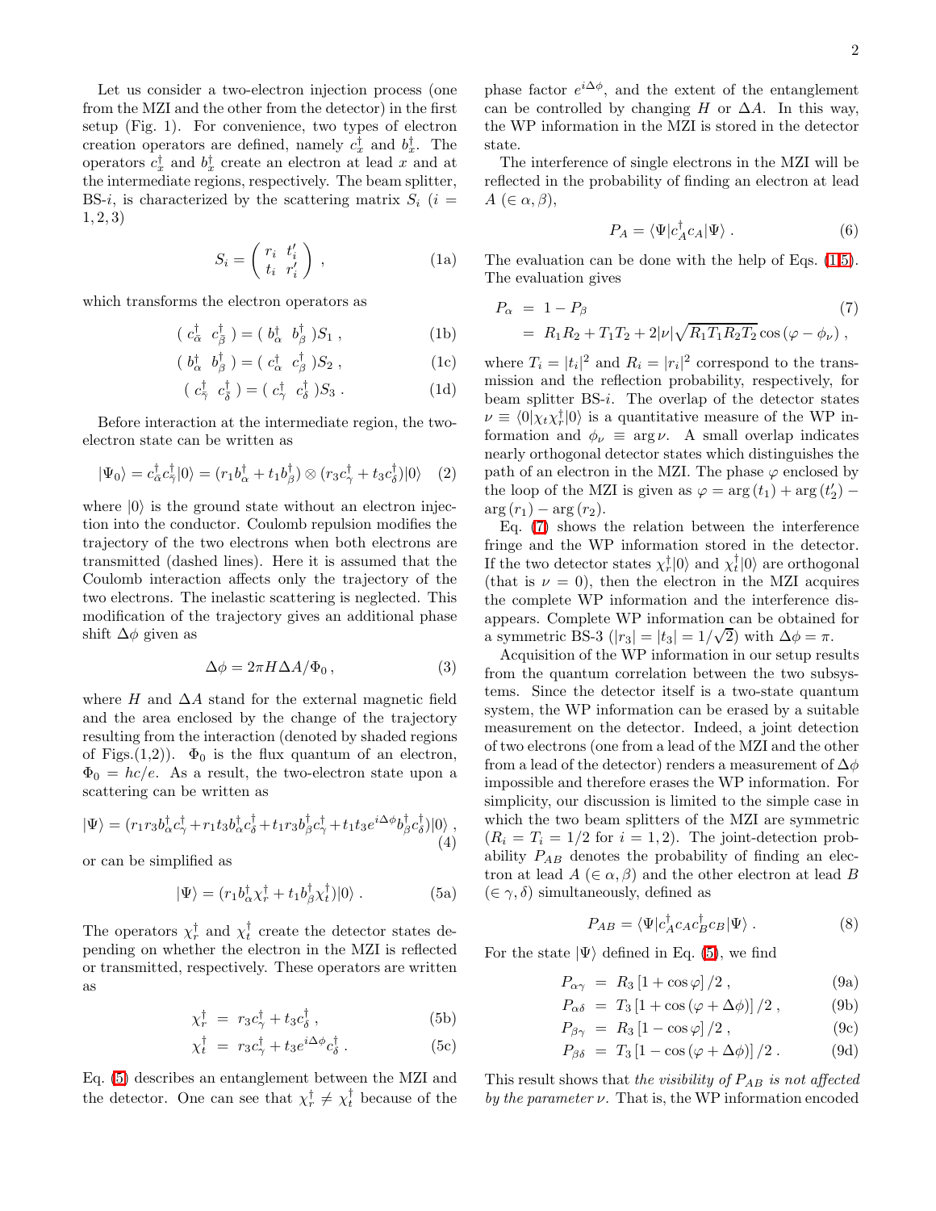Let us consider a two-electron injection process (one from the MZI and the other from the detector) in the first setup (Fig. 1). For convenience, two types of electron creation operators are defined, namely $c_x^\dagger$ and $b_x^\dagger$. The operators $c_x^\dagger$ and $b_x^\dagger$ create an electron at lead $x$ and at the intermediate regions, respectively. The beam splitter, BS-$i$, is characterized by the scattering matrix $S_i$ ($i = 1, 2, 3$)

$$S_i = \begin{pmatrix} r_i & t_i' \\ t_i & r_i' \end{pmatrix} , \tag{1a}$$

which transforms the electron operators as

$$( \, c_{\bar{\alpha}}^\dagger \;\; c_{\bar{\beta}}^\dagger \, ) = ( \, b_\alpha^\dagger \;\; b_\beta^\dagger \, ) S_1 , \tag{1b}$$

$$( \, b_\alpha^\dagger \;\; b_\beta^\dagger \, ) = ( \, c_\alpha^\dagger \;\; c_\beta^\dagger \, ) S_2 , \tag{1c}$$

$$( \, c_{\bar{\gamma}}^\dagger \;\; c_{\bar{\delta}}^\dagger \, ) = ( \, c_\gamma^\dagger \;\; c_\delta^\dagger \, ) S_3 . \tag{1d}$$

Before interaction at the intermediate region, the two-electron state can be written as

$$|\Psi_0\rangle = c_{\bar{\alpha}}^\dagger c_{\bar{\gamma}}^\dagger |0\rangle = (r_1 b_\alpha^\dagger + t_1 b_\beta^\dagger) \otimes (r_3 c_\gamma^\dagger + t_3 c_\delta^\dagger)|0\rangle \tag{2}$$

where $|0\rangle$ is the ground state without an electron injection into the conductor. Coulomb repulsion modifies the trajectory of the two electrons when both electrons are transmitted (dashed lines). Here it is assumed that the Coulomb interaction affects only the trajectory of the two electrons. The inelastic scattering is neglected. This modification of the trajectory gives an additional phase shift $\Delta\phi$ given as

$$\Delta\phi = 2\pi H \Delta A / \Phi_0 , \tag{3}$$

where $H$ and $\Delta A$ stand for the external magnetic field and the area enclosed by the change of the trajectory resulting from the interaction (denoted by shaded regions of Figs.(1,2)). $\Phi_0$ is the flux quantum of an electron, $\Phi_0 = hc/e$. As a result, the two-electron state upon a scattering can be written as

$$|\Psi\rangle = (r_1 r_3 b_\alpha^\dagger c_\gamma^\dagger + r_1 t_3 b_\alpha^\dagger c_\delta^\dagger + t_1 r_3 b_\beta^\dagger c_\gamma^\dagger + t_1 t_3 e^{i\Delta\phi} b_\beta^\dagger c_\delta^\dagger)|0\rangle , \tag{4}$$

or can be simplified as

$$|\Psi\rangle = (r_1 b_\alpha^\dagger \chi_r^\dagger + t_1 b_\beta^\dagger \chi_t^\dagger)|0\rangle . \tag{5a}$$

The operators $\chi_r^\dagger$ and $\chi_t^\dagger$ create the detector states depending on whether the electron in the MZI is reflected or transmitted, respectively. These operators are written as

$$\chi_r^\dagger = r_3 c_\gamma^\dagger + t_3 c_\delta^\dagger , \tag{5b}$$

$$\chi_t^\dagger = r_3 c_\gamma^\dagger + t_3 e^{i\Delta\phi} c_\delta^\dagger . \tag{5c}$$

Eq. (5) describes an entanglement between the MZI and the detector. One can see that $\chi_r^\dagger \neq \chi_t^\dagger$ because of the phase factor $e^{i\Delta\phi}$, and the extent of the entanglement can be controlled by changing $H$ or $\Delta A$. In this way, the WP information in the MZI is stored in the detector state.

The interference of single electrons in the MZI will be reflected in the probability of finding an electron at lead $A$ ($\in \alpha, \beta$),

$$P_A = \langle\Psi| c_A^\dagger c_A |\Psi\rangle . \tag{6}$$

The evaluation can be done with the help of Eqs. (1-5). The evaluation gives

$$\begin{aligned} P_\alpha &= 1 - P_\beta \\ &= R_1 R_2 + T_1 T_2 + 2|\nu|\sqrt{R_1 T_1 R_2 T_2}\cos(\varphi - \phi_\nu) , \end{aligned} \tag{7}$$

where $T_i = |t_i|^2$ and $R_i = |r_i|^2$ correspond to the transmission and the reflection probability, respectively, for beam splitter BS-$i$. The overlap of the detector states $\nu \equiv \langle 0|\chi_t \chi_r^\dagger|0\rangle$ is a quantitative measure of the WP information and $\phi_\nu \equiv \arg \nu$. A small overlap indicates nearly orthogonal detector states which distinguishes the path of an electron in the MZI. The phase $\varphi$ enclosed by the loop of the MZI is given as $\varphi = \arg(t_1) + \arg(t_2') - \arg(r_1) - \arg(r_2)$.

Eq. (7) shows the relation between the interference fringe and the WP information stored in the detector. If the two detector states $\chi_r^\dagger|0\rangle$ and $\chi_t^\dagger|0\rangle$ are orthogonal (that is $\nu = 0$), then the electron in the MZI acquires the complete WP information and the interference disappears. Complete WP information can be obtained for a symmetric BS-3 ($|r_3| = |t_3| = 1/\sqrt{2}$) with $\Delta\phi = \pi$.

Acquisition of the WP information in our setup results from the quantum correlation between the two subsystems. Since the detector itself is a two-state quantum system, the WP information can be erased by a suitable measurement on the detector. Indeed, a joint detection of two electrons (one from a lead of the MZI and the other from a lead of the detector) renders a measurement of $\Delta\phi$ impossible and therefore erases the WP information. For simplicity, our discussion is limited to the simple case in which the two beam splitters of the MZI are symmetric ($R_i = T_i = 1/2$ for $i = 1, 2$). The joint-detection probability $P_{AB}$ denotes the probability of finding an electron at lead $A$ ($\in \alpha, \beta$) and the other electron at lead $B$ ($\in \gamma, \delta$) simultaneously, defined as

$$P_{AB} = \langle\Psi| c_A^\dagger c_A c_B^\dagger c_B |\Psi\rangle . \tag{8}$$

For the state $|\Psi\rangle$ defined in Eq. (5), we find

$$P_{\alpha\gamma} = R_3 \left[1 + \cos\varphi\right]/2 , \tag{9a}$$

$$P_{\alpha\delta} = T_3 \left[1 + \cos(\varphi + \Delta\phi)\right]/2 , \tag{9b}$$

$$P_{\beta\gamma} = R_3 \left[1 - \cos\varphi\right]/2 , \tag{9c}$$

$$P_{\beta\delta} = T_3 \left[1 - \cos(\varphi + \Delta\phi)\right]/2 . \tag{9d}$$

This result shows that *the visibility of $P_{AB}$ is not affected by the parameter $\nu$*. That is, the WP information encoded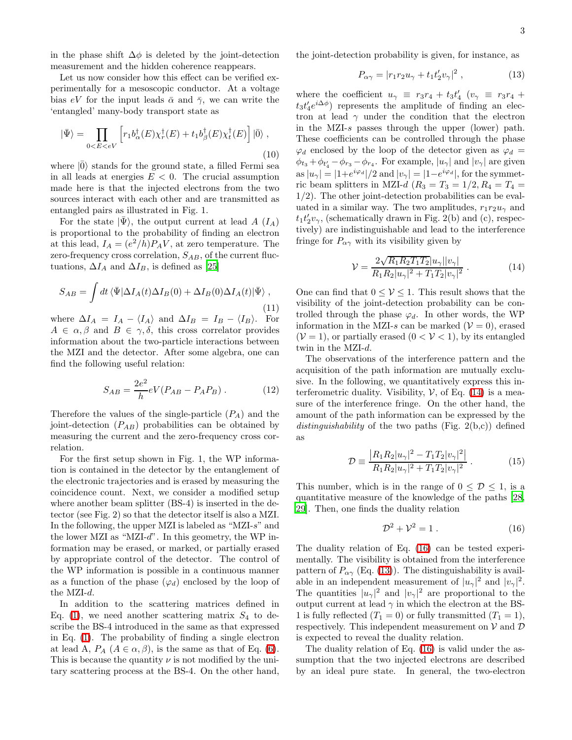in the phase shift $\Delta\phi$ is deleted by the joint-detection measurement and the hidden coherence reappears.

Let us now consider how this effect can be verified experimentally for a mesoscopic conductor. At a voltage bias $eV$ for the input leads $\bar{\alpha}$ and $\bar{\gamma}$, we can write the 'entangled' many-body transport state as

$$|\bar{\Psi}\rangle = \prod_{0<E<eV} \left[ r_1 b_\alpha^\dagger(E)\chi_r^\dagger(E) + t_1 b_\beta^\dagger(E)\chi_t^\dagger(E) \right] |\bar{0}\rangle \,, \tag{10}$$

where $|\bar{0}\rangle$ stands for the ground state, a filled Fermi sea in all leads at energies $E < 0$. The crucial assumption made here is that the injected electrons from the two sources interact with each other and are transmitted as entangled pairs as illustrated in Fig. 1.

For the state $|\bar{\Psi}\rangle$, the output current at lead $A$ ($I_A$) is proportional to the probability of finding an electron at this lead, $I_A = (e^2/h)P_A V$, at zero temperature. The zero-frequency cross correlation, $S_{AB}$, of the current fluctuations, $\Delta I_A$ and $\Delta I_B$, is defined as [25]

$$S_{AB} = \int dt \, \langle \bar{\Psi} | \Delta I_A(t)\Delta I_B(0) + \Delta I_B(0)\Delta I_A(t) | \bar{\Psi} \rangle \,, \tag{11}$$

where $\Delta I_A = I_A - \langle I_A \rangle$ and $\Delta I_B = I_B - \langle I_B \rangle$. For $A \in \alpha, \beta$ and $B \in \gamma, \delta$, this cross correlator provides information about the two-particle interactions between the MZI and the detector. After some algebra, one can find the following useful relation:

$$S_{AB} = \frac{2e^2}{h} eV (P_{AB} - P_A P_B) \,. \tag{12}$$

Therefore the values of the single-particle ($P_A$) and the joint-detection ($P_{AB}$) probabilities can be obtained by measuring the current and the zero-frequency cross correlation.

For the first setup shown in Fig. 1, the WP information is contained in the detector by the entanglement of the electronic trajectories and is erased by measuring the coincidence count. Next, we consider a modified setup where another beam splitter (BS-4) is inserted in the detector (see Fig. 2) so that the detector itself is also a MZI. In the following, the upper MZI is labeled as "MZI-$s$" and the lower MZI as "MZI-$d$". In this geometry, the WP information may be erased, or marked, or partially erased by appropriate control of the detector. The control of the WP information is possible in a continuous manner as a function of the phase ($\varphi_d$) enclosed by the loop of the MZI-$d$.

In addition to the scattering matrices defined in Eq. (1), we need another scattering matrix $S_4$ to describe the BS-4 introduced in the same as that expressed in Eq. (1). The probability of finding a single electron at lead A, $P_A$ ($A \in \alpha, \beta$), is the same as that of Eq. (6). This is because the quantity $\nu$ is not modified by the unitary scattering process at the BS-4. On the other hand, the joint-detection probability is given, for instance, as

$$P_{\alpha\gamma} = |r_1 r_2 u_\gamma + t_1 t_2' v_\gamma|^2 \,, \tag{13}$$

where the coefficient $u_\gamma \equiv r_3 r_4 + t_3 t_4'$ ($v_\gamma \equiv r_3 r_4 + t_3 t_4' e^{i\Delta\phi}$) represents the amplitude of finding an electron at lead $\gamma$ under the condition that the electron in the MZI-$s$ passes through the upper (lower) path. These coefficients can be controlled through the phase $\varphi_d$ enclosed by the loop of the detector given as $\varphi_d = \phi_{t_3} + \phi_{t_4'} - \phi_{r_3} - \phi_{r_4}$. For example, $|u_\gamma|$ and $|v_\gamma|$ are given as $|u_\gamma| = |1+e^{i\varphi_d}|/2$ and $|v_\gamma| = |1-e^{i\varphi_d}|$, for the symmetric beam splitters in MZI-$d$ ($R_3 = T_3 = 1/2, R_4 = T_4 = 1/2$). The other joint-detection probabilities can be evaluated in a similar way. The two amplitudes, $r_1 r_2 u_\gamma$ and $t_1 t_2' v_\gamma$, (schematically drawn in Fig. 2(b) and (c), respectively) are indistinguishable and lead to the interference fringe for $P_{\alpha\gamma}$ with its visibility given by

$$\mathcal{V} = \frac{2\sqrt{R_1 R_2 T_1 T_2}|u_\gamma||v_\gamma|}{R_1 R_2 |u_\gamma|^2 + T_1 T_2 |v_\gamma|^2} \,. \tag{14}$$

One can find that $0 \le \mathcal{V} \le 1$. This result shows that the visibility of the joint-detection probability can be controlled through the phase $\varphi_d$. In other words, the WP information in the MZI-$s$ can be marked ($\mathcal{V} = 0$), erased ($\mathcal{V} = 1$), or partially erased ($0 < \mathcal{V} < 1$), by its entangled twin in the MZI-$d$.

The observations of the interference pattern and the acquisition of the path information are mutually exclusive. In the following, we quantitatively express this interferometric duality. Visibility, $\mathcal{V}$, of Eq. (14) is a measure of the interference fringe. On the other hand, the amount of the path information can be expressed by the *distinguishability* of the two paths (Fig. 2(b,c)) defined as

$$\mathcal{D} \equiv \frac{\left| R_1 R_2 |u_\gamma|^2 - T_1 T_2 |v_\gamma|^2 \right|}{R_1 R_2 |u_\gamma|^2 + T_1 T_2 |v_\gamma|^2} \,. \tag{15}$$

This number, which is in the range of $0 \le \mathcal{D} \le 1$, is a quantitative measure of the knowledge of the paths [28, 29]. Then, one finds the duality relation

$$\mathcal{D}^2 + \mathcal{V}^2 = 1 \,. \tag{16}$$

The duality relation of Eq. (16) can be tested experimentally. The visibility is obtained from the interference pattern of $P_{\alpha\gamma}$ (Eq. (13)). The distinguishability is available in an independent measurement of $|u_\gamma|^2$ and $|v_\gamma|^2$. The quantities $|u_\gamma|^2$ and $|v_\gamma|^2$ are proportional to the output current at lead $\gamma$ in which the electron at the BS-1 is fully reflected ($T_1 = 0$) or fully transmitted ($T_1 = 1$), respectively. This independent measurement on $\mathcal{V}$ and $\mathcal{D}$ is expected to reveal the duality relation.

The duality relation of Eq. (16) is valid under the assumption that the two injected electrons are described by an ideal pure state. In general, the two-electron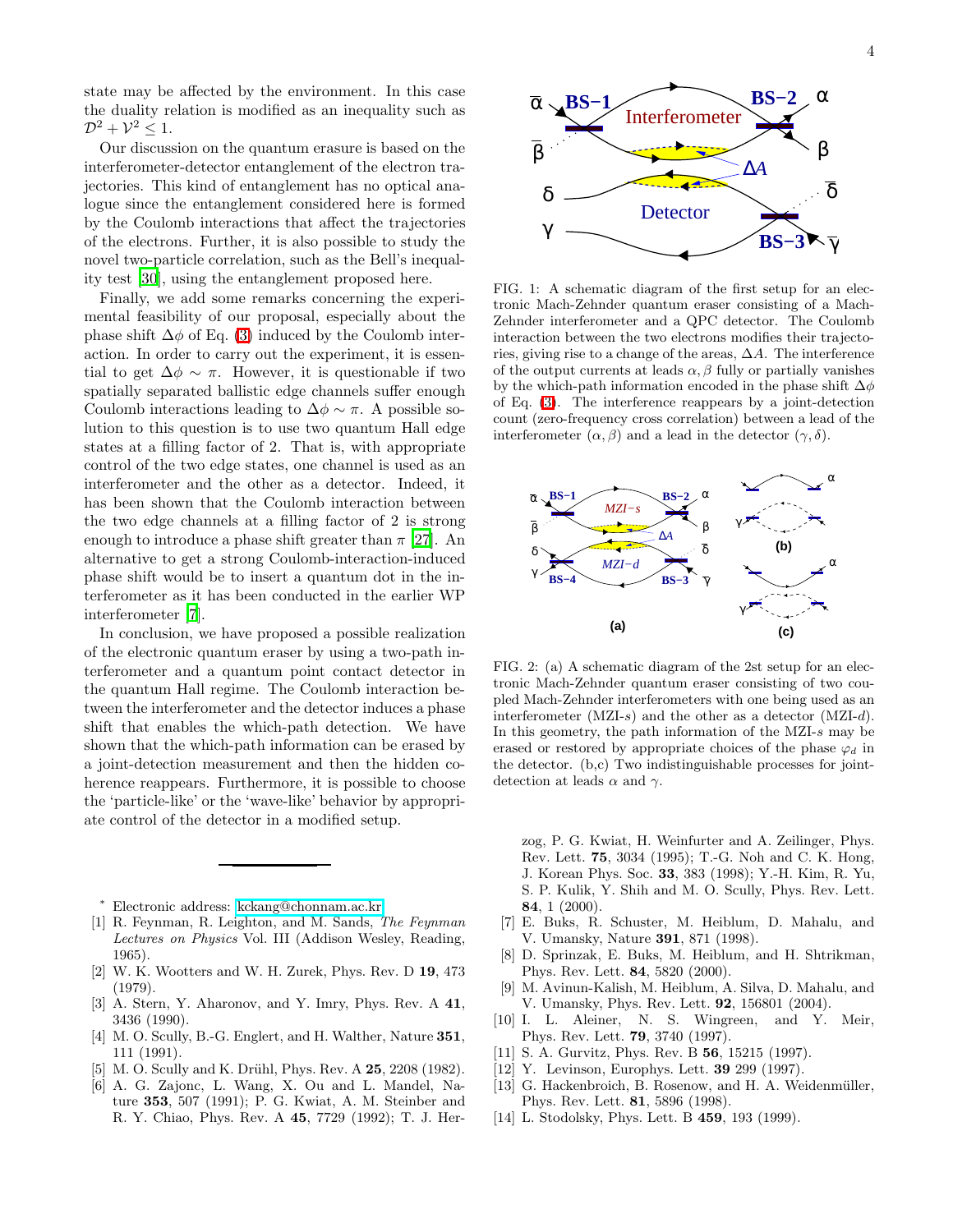state may be affected by the environment. In this case the duality relation is modified as an inequality such as $\mathcal{D}^2 + \mathcal{V}^2 \le 1$.

Our discussion on the quantum erasure is based on the interferometer-detector entanglement of the electron trajectories. This kind of entanglement has no optical analogue since the entanglement considered here is formed by the Coulomb interactions that affect the trajectories of the electrons. Further, it is also possible to study the novel two-particle correlation, such as the Bell's inequality test [30], using the entanglement proposed here.

Finally, we add some remarks concerning the experimental feasibility of our proposal, especially about the phase shift $\Delta\phi$ of Eq. (3) induced by the Coulomb interaction. In order to carry out the experiment, it is essential to get $\Delta\phi \sim \pi$. However, it is questionable if two spatially separated ballistic edge channels suffer enough Coulomb interactions leading to $\Delta\phi \sim \pi$. A possible solution to this question is to use two quantum Hall edge states at a filling factor of 2. That is, with appropriate control of the two edge states, one channel is used as an interferometer and the other as a detector. Indeed, it has been shown that the Coulomb interaction between the two edge channels at a filling factor of 2 is strong enough to introduce a phase shift greater than $\pi$ [27]. An alternative to get a strong Coulomb-interaction-induced phase shift would be to insert a quantum dot in the interferometer as it has been conducted in the earlier WP interferometer [7].

In conclusion, we have proposed a possible realization of the electronic quantum eraser by using a two-path interferometer and a quantum point contact detector in the quantum Hall regime. The Coulomb interaction between the interferometer and the detector induces a phase shift that enables the which-path detection. We have shown that the which-path information can be erased by a joint-detection measurement and then the hidden coherence reappears. Furthermore, it is possible to choose the 'particle-like' or the 'wave-like' behavior by appropriate control of the detector in a modified setup.

FIG. 1: A schematic diagram of the first setup for an electronic Mach-Zehnder quantum eraser consisting of a Mach-Zehnder interferometer and a QPC detector. The Coulomb interaction between the two electrons modifies their trajectories, giving rise to a change of the areas, $\Delta A$. The interference of the output currents at leads $\alpha, \beta$ fully or partially vanishes by the which-path information encoded in the phase shift $\Delta\phi$ of Eq. (3). The interference reappears by a joint-detection count (zero-frequency cross correlation) between a lead of the interferometer $(\alpha, \beta)$ and a lead in the detector $(\gamma, \delta)$.

FIG. 2: (a) A schematic diagram of the 2st setup for an electronic Mach-Zehnder quantum eraser consisting of two coupled Mach-Zehnder interferometers with one being used as an interferometer (MZI-$s$) and the other as a detector (MZI-$d$). In this geometry, the path information of the MZI-$s$ may be erased or restored by appropriate choices of the phase $\varphi_d$ in the detector. (b,c) Two indistinguishable processes for joint-detection at leads $\alpha$ and $\gamma$.

---

\* Electronic address: kckang@chonnam.ac.kr

[1] R. Feynman, R. Leighton, and M. Sands, *The Feynman Lectures on Physics* Vol. III (Addison Wesley, Reading, 1965).

[2] W. K. Wootters and W. H. Zurek, Phys. Rev. D **19**, 473 (1979).

[3] A. Stern, Y. Aharonov, and Y. Imry, Phys. Rev. A **41**, 3436 (1990).

[4] M. O. Scully, B.-G. Englert, and H. Walther, Nature **351**, 111 (1991).

[5] M. O. Scully and K. Drühl, Phys. Rev. A **25**, 2208 (1982).

[6] A. G. Zajonc, L. Wang, X. Ou and L. Mandel, Nature **353**, 507 (1991); P. G. Kwiat, A. M. Steinber and R. Y. Chiao, Phys. Rev. A **45**, 7729 (1992); T. J. Herzog, P. G. Kwiat, H. Weinfurter and A. Zeilinger, Phys. Rev. Lett. **75**, 3034 (1995); T.-G. Noh and C. K. Hong, J. Korean Phys. Soc. **33**, 383 (1998); Y.-H. Kim, R. Yu, S. P. Kulik, Y. Shih and M. O. Scully, Phys. Rev. Lett. **84**, 1 (2000).

[7] E. Buks, R. Schuster, M. Heiblum, D. Mahalu, and V. Umansky, Nature **391**, 871 (1998).

[8] D. Sprinzak, E. Buks, M. Heiblum, and H. Shtrikman, Phys. Rev. Lett. **84**, 5820 (2000).

[9] M. Avinun-Kalish, M. Heiblum, A. Silva, D. Mahalu, and V. Umansky, Phys. Rev. Lett. **92**, 156801 (2004).

[10] I. L. Aleiner, N. S. Wingreen, and Y. Meir, Phys. Rev. Lett. **79**, 3740 (1997).

[11] S. A. Gurvitz, Phys. Rev. B **56**, 15215 (1997).

[12] Y. Levinson, Europhys. Lett. **39** 299 (1997).

[13] G. Hackenbroich, B. Rosenow, and H. A. Weidenmüller, Phys. Rev. Lett. **81**, 5896 (1998).

[14] L. Stodolsky, Phys. Lett. B **459**, 193 (1999).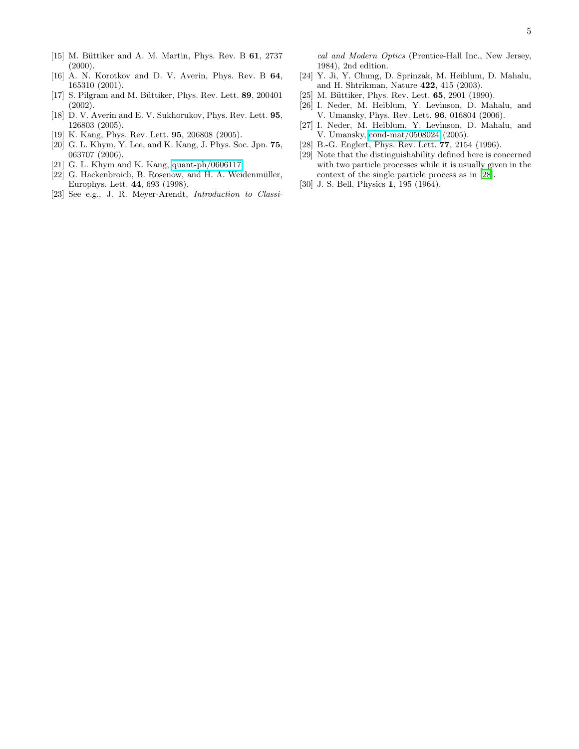[15] M. Büttiker and A. M. Martin, Phys. Rev. B **61**, 2737 (2000).

[16] A. N. Korotkov and D. V. Averin, Phys. Rev. B **64**, 165310 (2001).

[17] S. Pilgram and M. Büttiker, Phys. Rev. Lett. **89**, 200401 (2002).

[18] D. V. Averin and E. V. Sukhorukov, Phys. Rev. Lett. **95**, 126803 (2005).

[19] K. Kang, Phys. Rev. Lett. **95**, 206808 (2005).

[20] G. L. Khym, Y. Lee, and K. Kang, J. Phys. Soc. Jpn. **75**, 063707 (2006).

[21] G. L. Khym and K. Kang, quant-ph/0606117.

[22] G. Hackenbroich, B. Rosenow, and H. A. Weidenmüller, Europhys. Lett. **44**, 693 (1998).

[23] See e.g., J. R. Meyer-Arendt, *Introduction to Classical and Modern Optics* (Prentice-Hall Inc., New Jersey, 1984), 2nd edition.

[24] Y. Ji, Y. Chung, D. Sprinzak, M. Heiblum, D. Mahalu, and H. Shtrikman, Nature **422**, 415 (2003).

[25] M. Büttiker, Phys. Rev. Lett. **65**, 2901 (1990).

[26] I. Neder, M. Heiblum, Y. Levinson, D. Mahalu, and V. Umansky, Phys. Rev. Lett. **96**, 016804 (2006).

[27] I. Neder, M. Heiblum, Y. Levinson, D. Mahalu, and V. Umansky, cond-mat/0508024 (2005).

[28] B.-G. Englert, Phys. Rev. Lett. **77**, 2154 (1996).

[29] Note that the distinguishability defined here is concerned with two particle processes while it is usually given in the context of the single particle process as in [28].

[30] J. S. Bell, Physics **1**, 195 (1964).